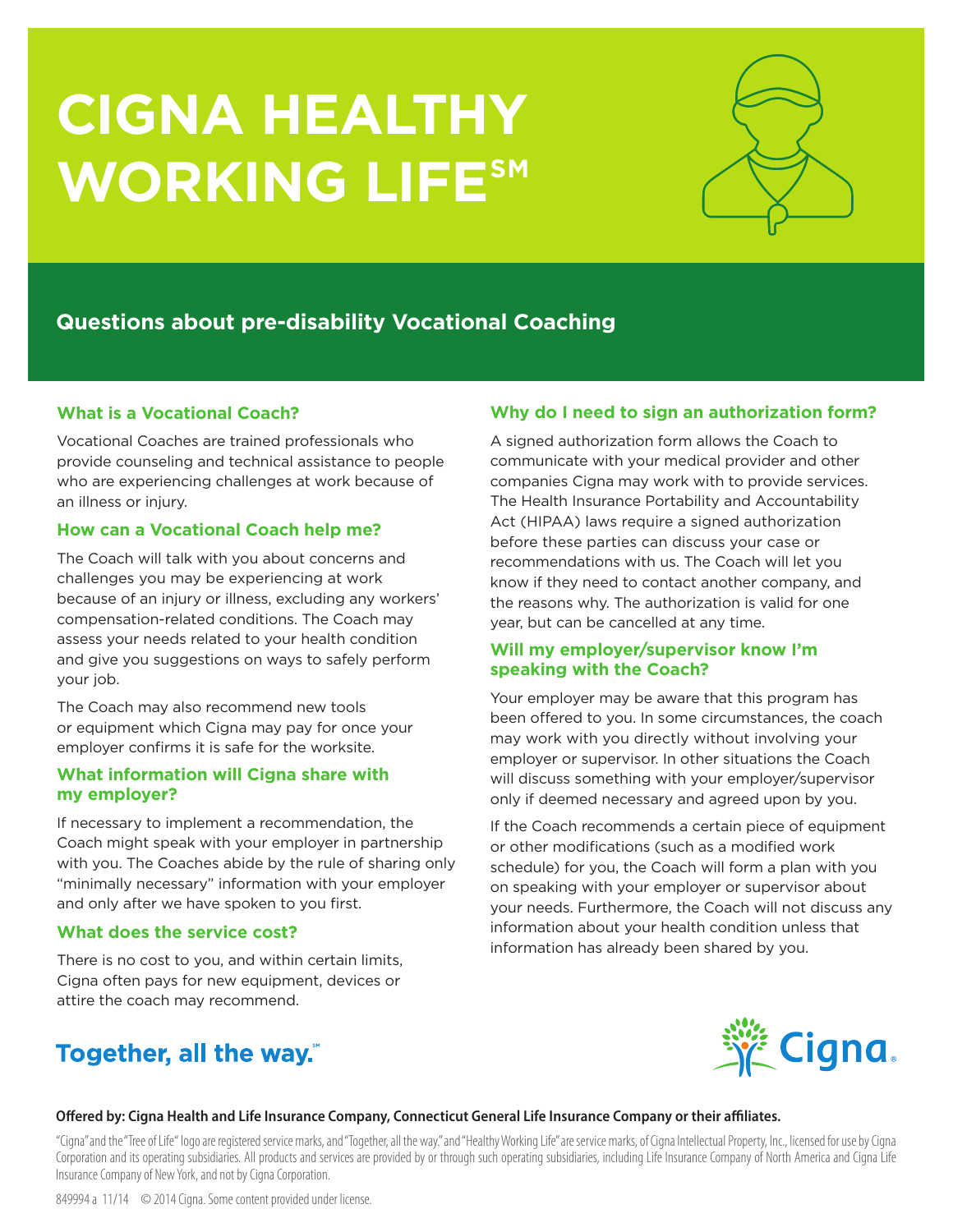# CIGNA HEALTHY WORKING LIFE℠

## Questions about pre-disability Vocational Coaching

### What is a Vocational Coach?

Vocational Coaches are trained professionals who provide counseling and technical assistance to people who are experiencing challenges at work because of an illness or injury.

### How can a Vocational Coach help me?

The Coach will talk with you about concerns and challenges you may be experiencing at work because of an injury or illness, excluding any workers' compensation-related conditions. The Coach may assess your needs related to your health condition and give you suggestions on ways to safely perform your job.

The Coach may also recommend new tools or equipment which Cigna may pay for once your employer confirms it is safe for the worksite.

### What information will Cigna share with my employer?

If necessary to implement a recommendation, the Coach might speak with your employer in partnership with you. The Coaches abide by the rule of sharing only "minimally necessary" information with your employer and only after we have spoken to you first.

### What does the service cost?

There is no cost to you, and within certain limits, Cigna often pays for new equipment, devices or attire the coach may recommend.

### Why do I need to sign an authorization form?

A signed authorization form allows the Coach to communicate with your medical provider and other companies Cigna may work with to provide services. The Health Insurance Portability and Accountability Act (HIPAA) laws require a signed authorization before these parties can discuss your case or recommendations with us. The Coach will let you know if they need to contact another company, and the reasons why. The authorization is valid for one year, but can be cancelled at any time.

### Will my employer/supervisor know I'm speaking with the Coach?

Your employer may be aware that this program has been offered to you. In some circumstances, the coach may work with you directly without involving your employer or supervisor. In other situations the Coach will discuss something with your employer/supervisor only if deemed necessary and agreed upon by you.

If the Coach recommends a certain piece of equipment or other modifications (such as a modified work schedule) for you, the Coach will form a plan with you on speaking with your employer or supervisor about your needs. Furthermore, the Coach will not discuss any information about your health condition unless that information has already been shared by you.

**Together, all the way.℠**

Cigna

**Offered by: Cigna Health and Life Insurance Company, Connecticut General Life Insurance Company or their affiliates.**

"Cigna" and the "Tree of Life" logo are registered service marks, and "Together, all the way." and "Healthy Working Life" are service marks, of Cigna Intellectual Property, Inc., licensed for use by Cigna Corporation and its operating subsidiaries. All products and services are provided by or through such operating subsidiaries, including Life Insurance Company of North America and Cigna Life Insurance Company of New York, and not by Cigna Corporation.

849994 a 11/14 © 2014 Cigna. Some content provided under license.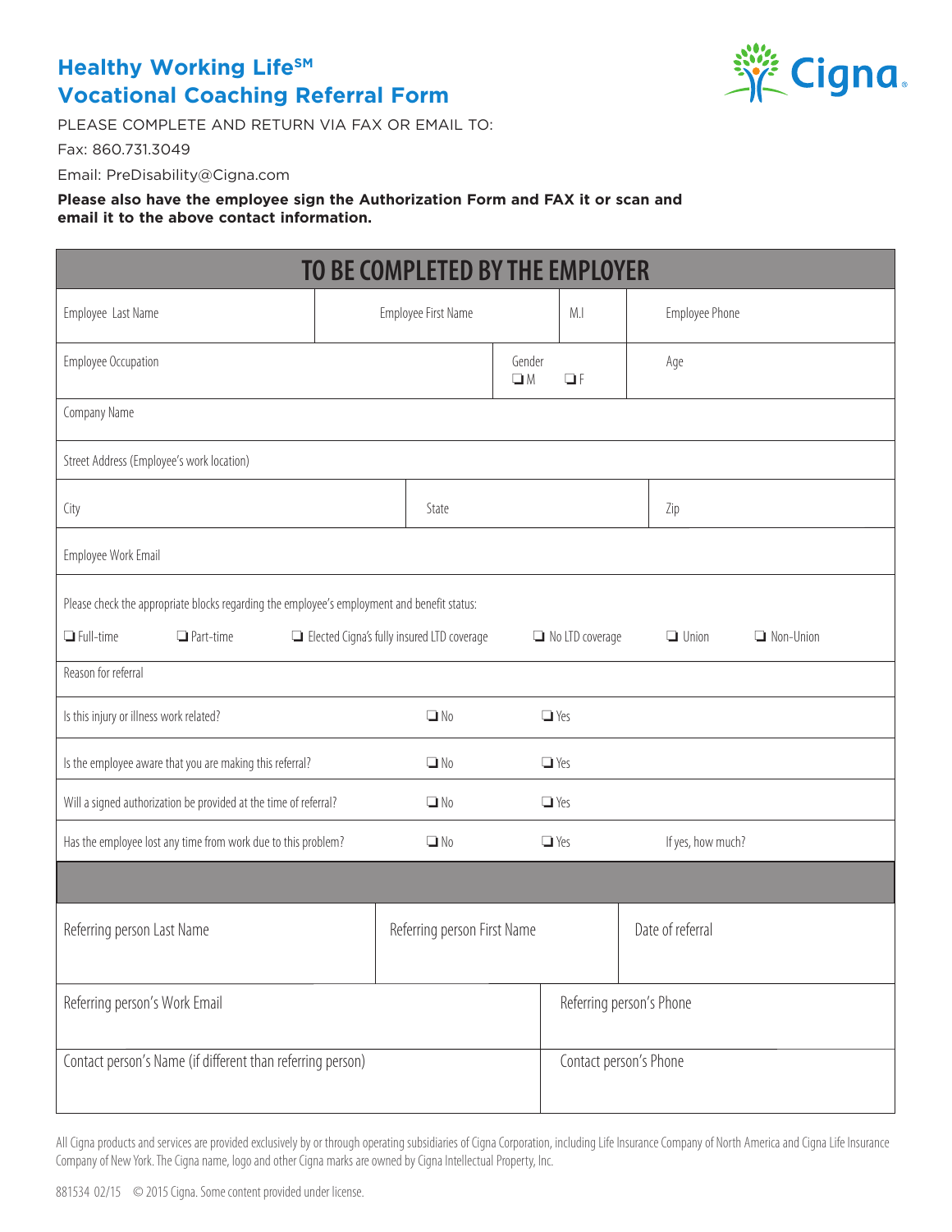# Healthy Working Life℠
# Vocational Coaching Referral Form

Cigna.

PLEASE COMPLETE AND RETURN VIA FAX OR EMAIL TO:

Fax: 860.731.3049

Email: PreDisability@Cigna.com

**Please also have the employee sign the Authorization Form and FAX it or scan and email it to the above contact information.**

## TO BE COMPLETED BY THE EMPLOYER

| | | | |
|---|---|---|---|
| Employee Last Name | Employee First Name | M.I | Employee Phone |
| Employee Occupation | | Gender ❑ M ❑ F | Age |
| Company Name | | | |
| Street Address (Employee's work location) | | | |
| City | State | | Zip |
| Employee Work Email | | | |

Please check the appropriate blocks regarding the employee's employment and benefit status:

❑ Full-time ❑ Part-time ❑ Elected Cigna's fully insured LTD coverage ❑ No LTD coverage ❑ Union ❑ Non-Union

Reason for referral

| | | | |
|---|---|---|---|
| Is this injury or illness work related? | ❑ No | ❑ Yes | |
| Is the employee aware that you are making this referral? | ❑ No | ❑ Yes | |
| Will a signed authorization be provided at the time of referral? | ❑ No | ❑ Yes | |
| Has the employee lost any time from work due to this problem? | ❑ No | ❑ Yes | If yes, how much? |

| | | |
|---|---|---|
| Referring person Last Name | Referring person First Name | Date of referral |
| Referring person's Work Email | | Referring person's Phone |
| Contact person's Name (if different than referring person) | | Contact person's Phone |

All Cigna products and services are provided exclusively by or through operating subsidiaries of Cigna Corporation, including Life Insurance Company of North America and Cigna Life Insurance Company of New York. The Cigna name, logo and other Cigna marks are owned by Cigna Intellectual Property, Inc.

881534 02/15 © 2015 Cigna. Some content provided under license.